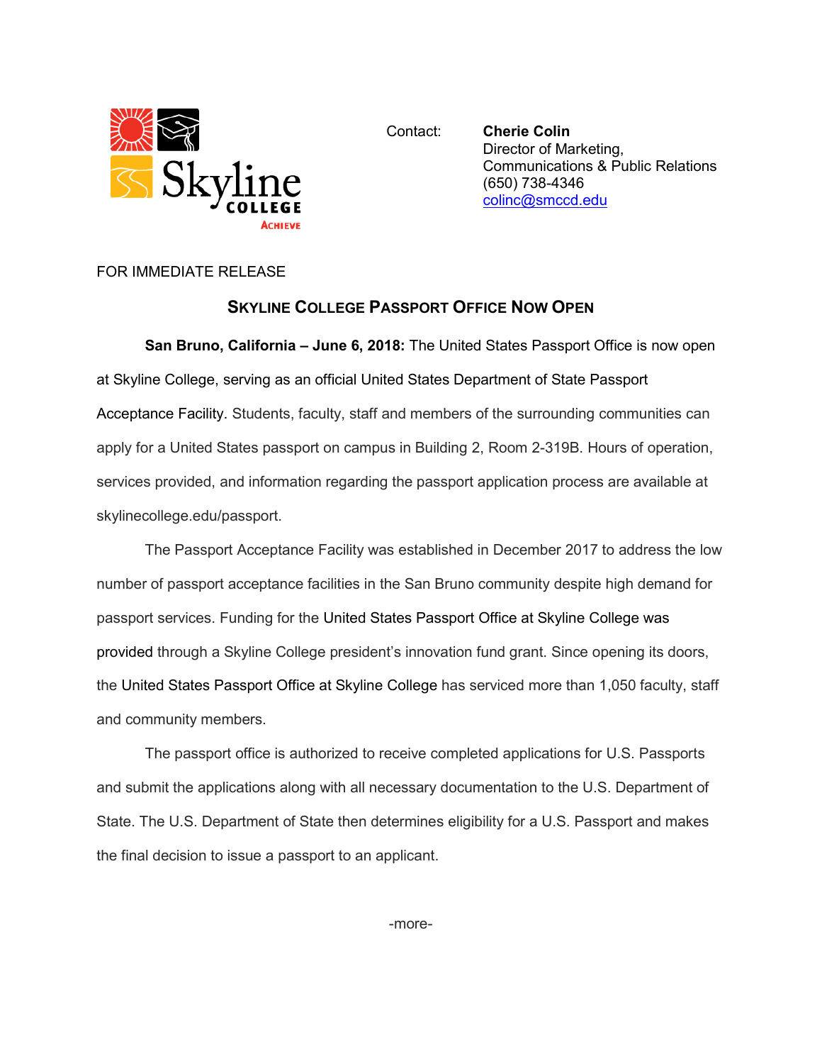Skyline College
Achieve

Contact: **Cherie Colin**
Director of Marketing, Communications & Public Relations
(650) 738-4346
colinc@smccd.edu

FOR IMMEDIATE RELEASE

## SKYLINE COLLEGE PASSPORT OFFICE NOW OPEN

**San Bruno, California – June 6, 2018:** The United States Passport Office is now open at Skyline College, serving as an official United States Department of State Passport Acceptance Facility. Students, faculty, staff and members of the surrounding communities can apply for a United States passport on campus in Building 2, Room 2-319B. Hours of operation, services provided, and information regarding the passport application process are available at skylinecollege.edu/passport.

The Passport Acceptance Facility was established in December 2017 to address the low number of passport acceptance facilities in the San Bruno community despite high demand for passport services. Funding for the United States Passport Office at Skyline College was provided through a Skyline College president's innovation fund grant. Since opening its doors, the United States Passport Office at Skyline College has serviced more than 1,050 faculty, staff and community members.

The passport office is authorized to receive completed applications for U.S. Passports and submit the applications along with all necessary documentation to the U.S. Department of State. The U.S. Department of State then determines eligibility for a U.S. Passport and makes the final decision to issue a passport to an applicant.

-more-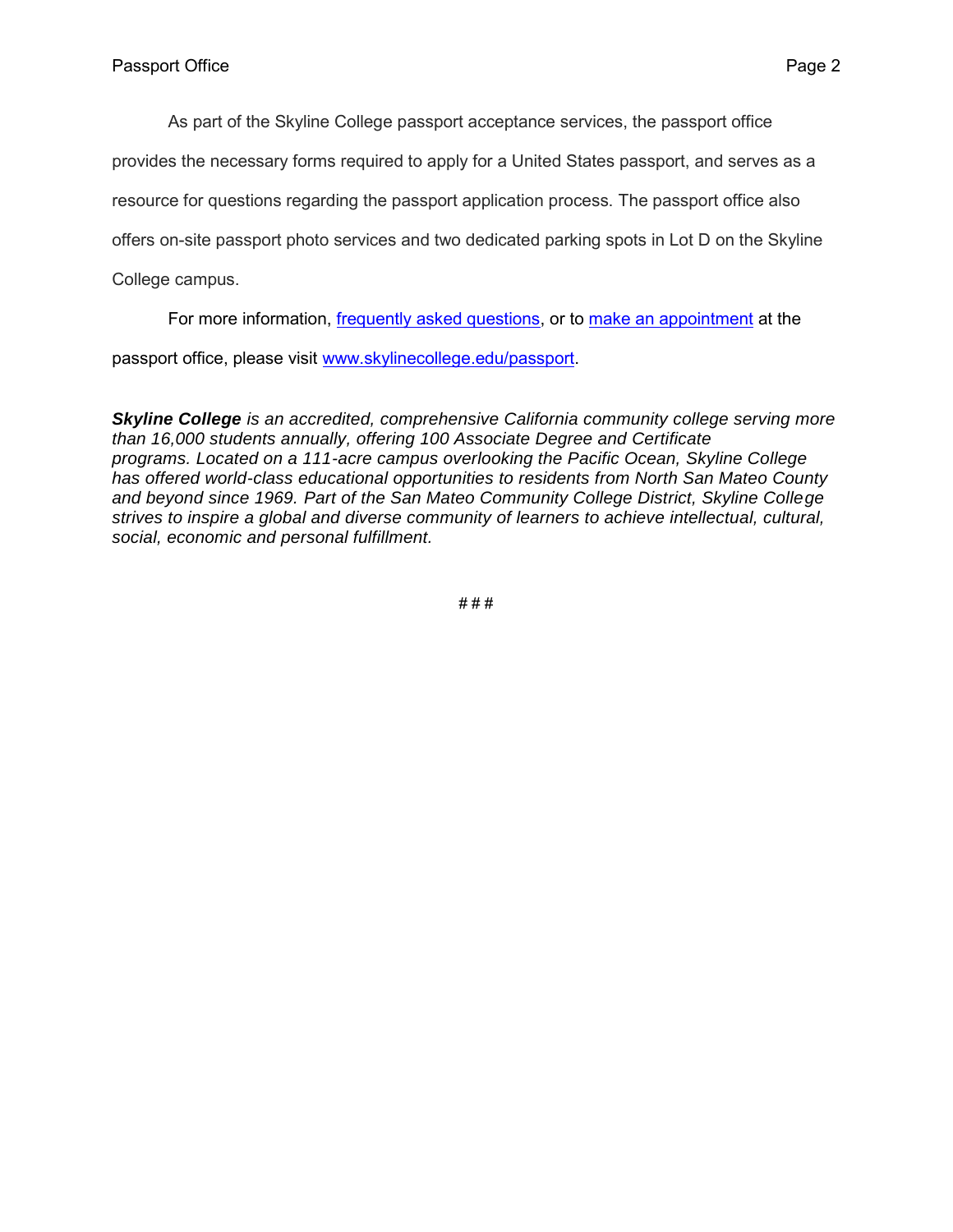As part of the Skyline College passport acceptance services, the passport office provides the necessary forms required to apply for a United States passport, and serves as a resource for questions regarding the passport application process. The passport office also offers on-site passport photo services and two dedicated parking spots in Lot D on the Skyline College campus.

For more information, frequently asked questions, or to make an appointment at the passport office, please visit www.skylinecollege.edu/passport.

***Skyline College** is an accredited, comprehensive California community college serving more than 16,000 students annually, offering 100 Associate Degree and Certificate programs. Located on a 111-acre campus overlooking the Pacific Ocean, Skyline College has offered world-class educational opportunities to residents from North San Mateo County and beyond since 1969. Part of the San Mateo Community College District, Skyline College strives to inspire a global and diverse community of learners to achieve intellectual, cultural, social, economic and personal fulfillment.*

# # #